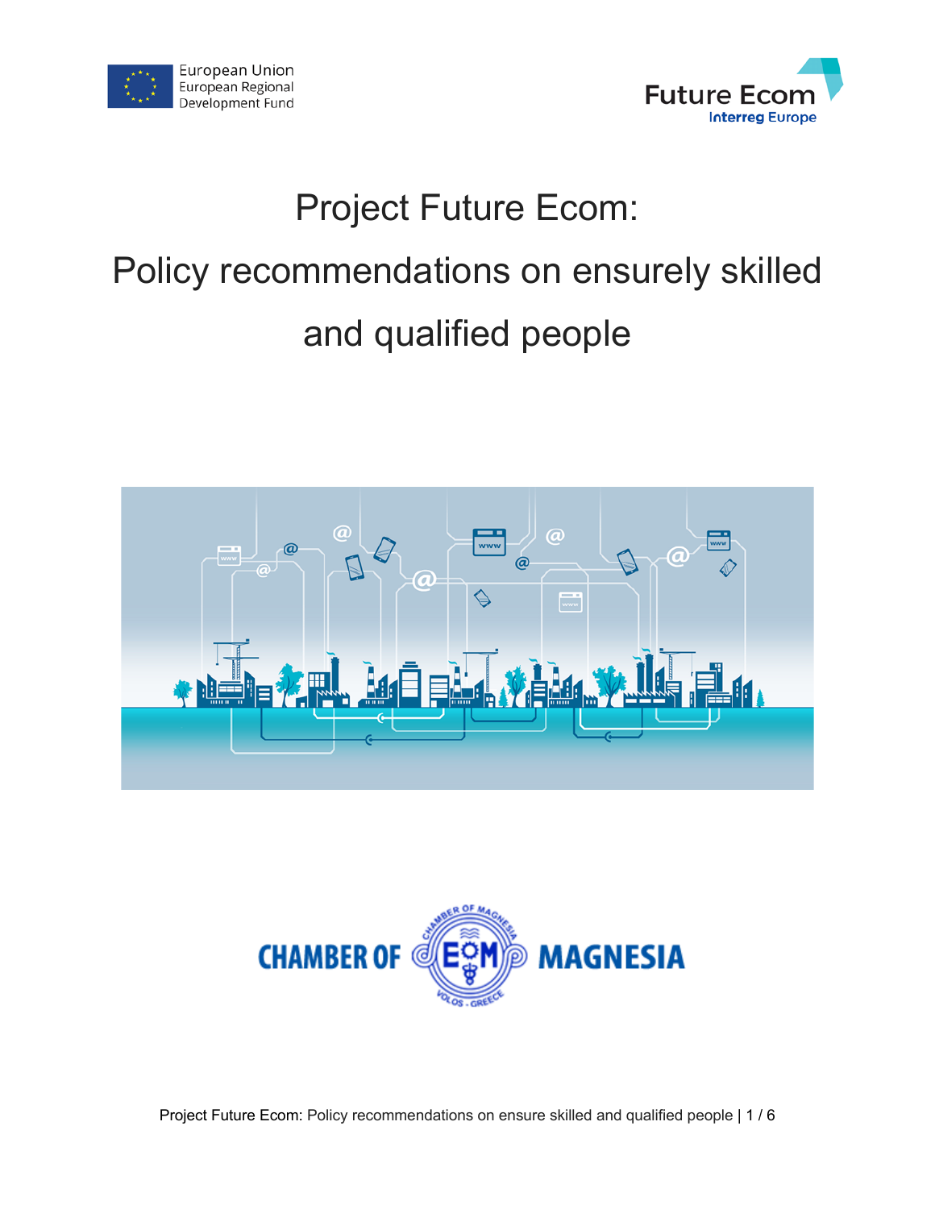European Union
European Regional
Development Fund

Future Ecom
Interreg Europe

# Project Future Ecom:

# Policy recommendations on ensurely skilled and qualified people

CHAMBER OF MAGNESIA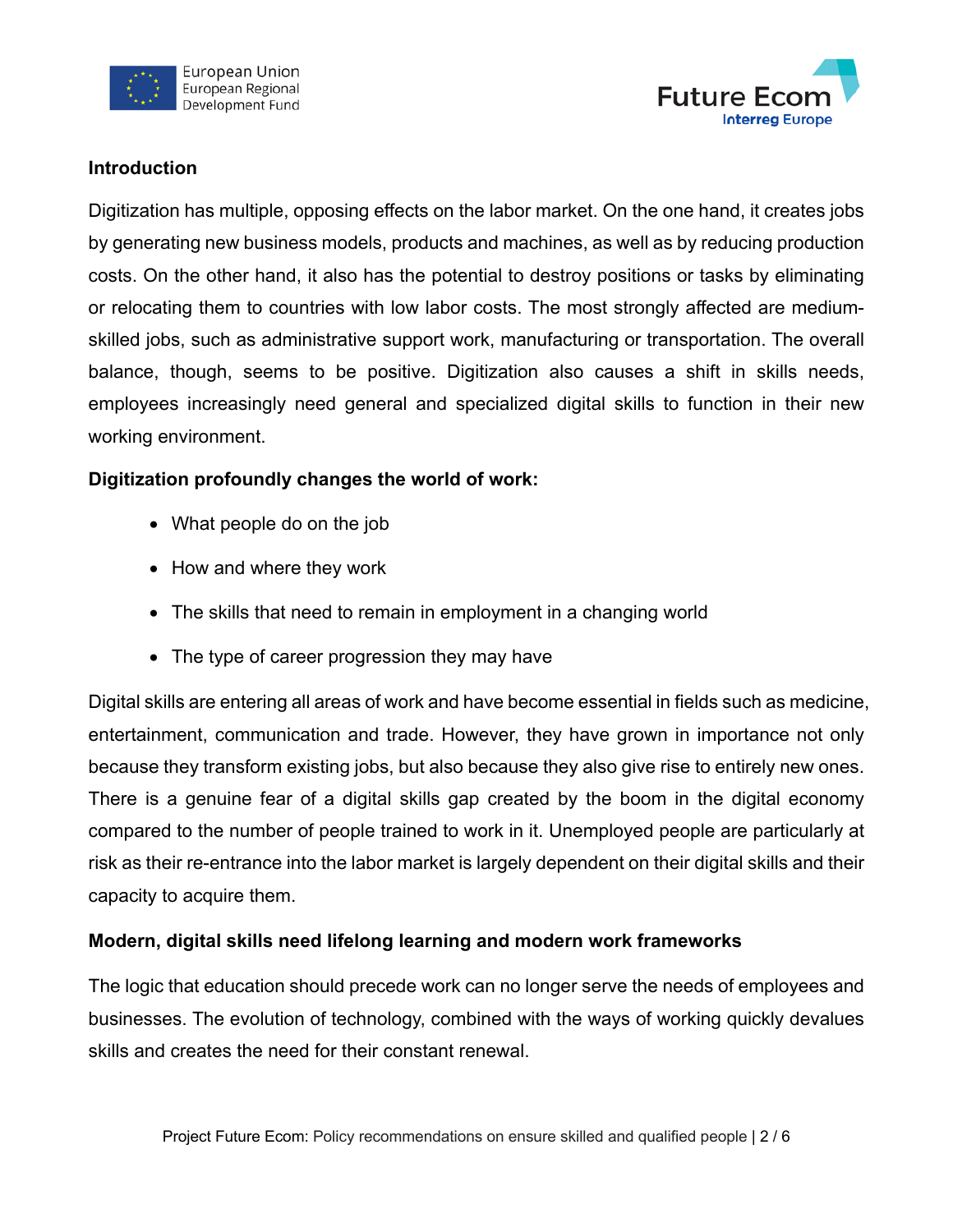## Introduction

Digitization has multiple, opposing effects on the labor market. On the one hand, it creates jobs by generating new business models, products and machines, as well as by reducing production costs. On the other hand, it also has the potential to destroy positions or tasks by eliminating or relocating them to countries with low labor costs. The most strongly affected are medium-skilled jobs, such as administrative support work, manufacturing or transportation. The overall balance, though, seems to be positive. Digitization also causes a shift in skills needs, employees increasingly need general and specialized digital skills to function in their new working environment.

**Digitization profoundly changes the world of work:**

- What people do on the job
- How and where they work
- The skills that need to remain in employment in a changing world
- The type of career progression they may have

Digital skills are entering all areas of work and have become essential in fields such as medicine, entertainment, communication and trade. However, they have grown in importance not only because they transform existing jobs, but also because they also give rise to entirely new ones. There is a genuine fear of a digital skills gap created by the boom in the digital economy compared to the number of people trained to work in it. Unemployed people are particularly at risk as their re-entrance into the labor market is largely dependent on their digital skills and their capacity to acquire them.

**Modern, digital skills need lifelong learning and modern work frameworks**

The logic that education should precede work can no longer serve the needs of employees and businesses. The evolution of technology, combined with the ways of working quickly devalues skills and creates the need for their constant renewal.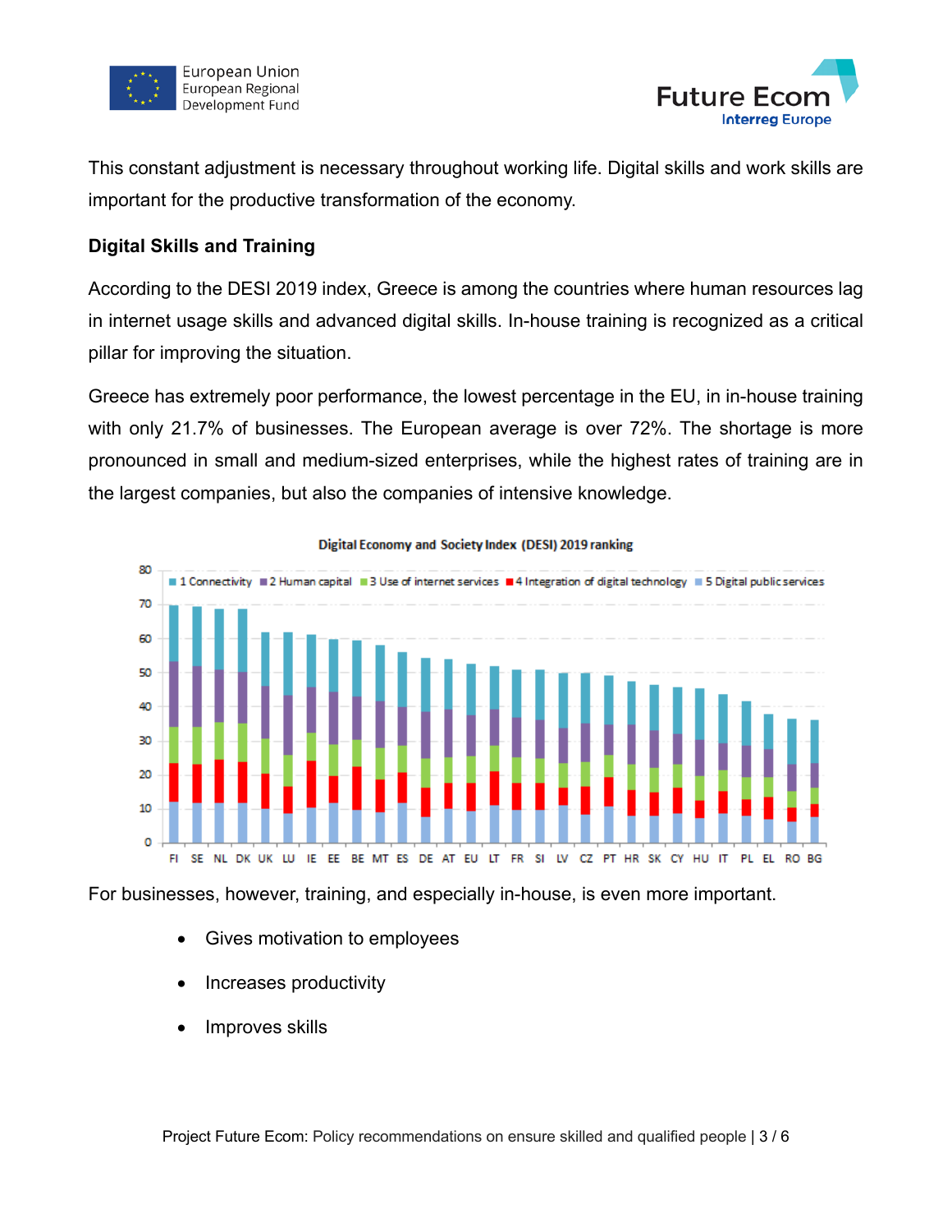This constant adjustment is necessary throughout working life. Digital skills and work skills are important for the productive transformation of the economy.

**Digital Skills and Training**

According to the DESI 2019 index, Greece is among the countries where human resources lag in internet usage skills and advanced digital skills. In-house training is recognized as a critical pillar for improving the situation.

Greece has extremely poor performance, the lowest percentage in the EU, in in-house training with only 21.7% of businesses. The European average is over 72%. The shortage is more pronounced in small and medium-sized enterprises, while the highest rates of training are in the largest companies, but also the companies of intensive knowledge.

Digital Economy and Society Index (DESI) 2019 ranking

For businesses, however, training, and especially in-house, is even more important.

- Gives motivation to employees
- Increases productivity
- Improves skills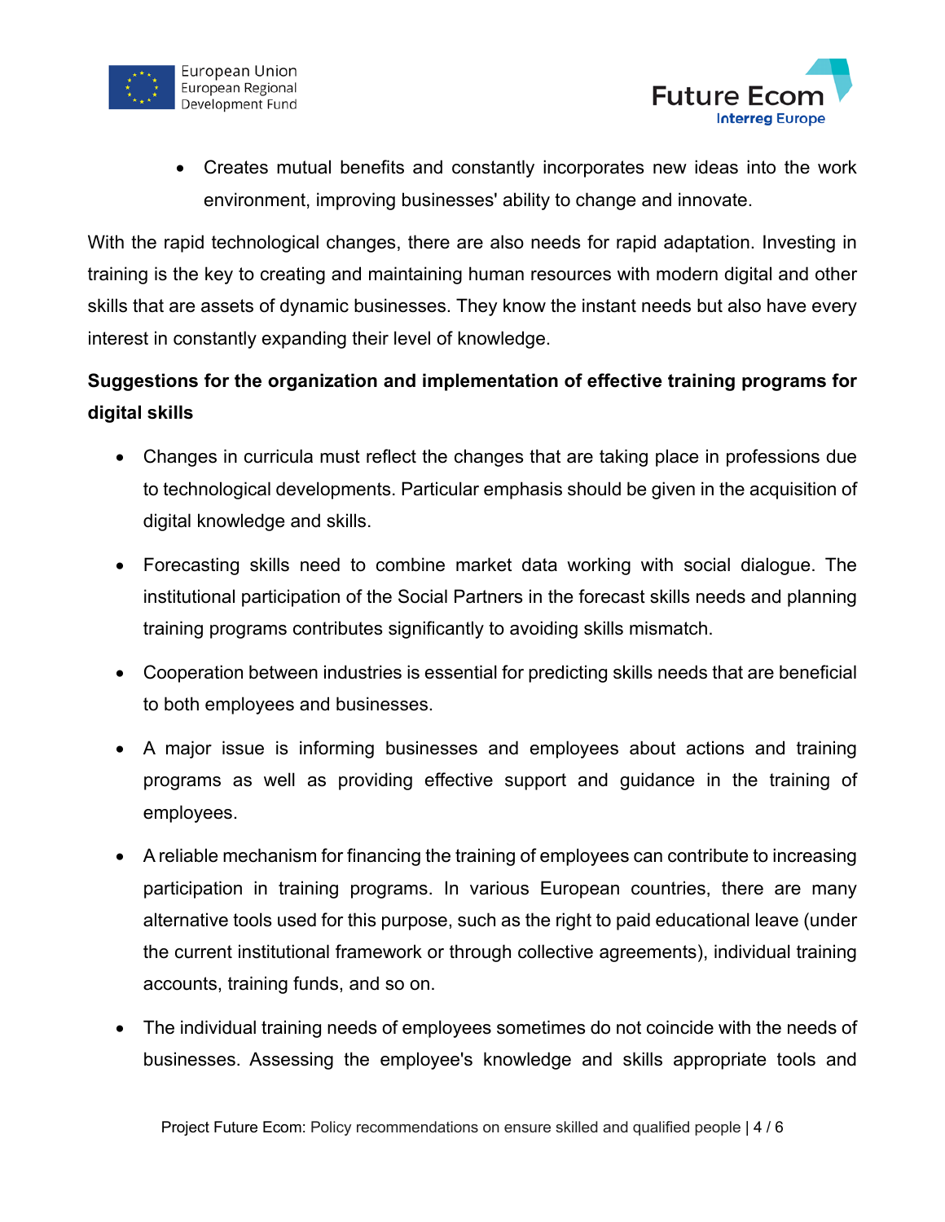- Creates mutual benefits and constantly incorporates new ideas into the work environment, improving businesses' ability to change and innovate.

With the rapid technological changes, there are also needs for rapid adaptation. Investing in training is the key to creating and maintaining human resources with modern digital and other skills that are assets of dynamic businesses. They know the instant needs but also have every interest in constantly expanding their level of knowledge.

**Suggestions for the organization and implementation of effective training programs for digital skills**

- Changes in curricula must reflect the changes that are taking place in professions due to technological developments. Particular emphasis should be given in the acquisition of digital knowledge and skills.
- Forecasting skills need to combine market data working with social dialogue. The institutional participation of the Social Partners in the forecast skills needs and planning training programs contributes significantly to avoiding skills mismatch.
- Cooperation between industries is essential for predicting skills needs that are beneficial to both employees and businesses.
- A major issue is informing businesses and employees about actions and training programs as well as providing effective support and guidance in the training of employees.
- A reliable mechanism for financing the training of employees can contribute to increasing participation in training programs. In various European countries, there are many alternative tools used for this purpose, such as the right to paid educational leave (under the current institutional framework or through collective agreements), individual training accounts, training funds, and so on.
- The individual training needs of employees sometimes do not coincide with the needs of businesses. Assessing the employee's knowledge and skills appropriate tools and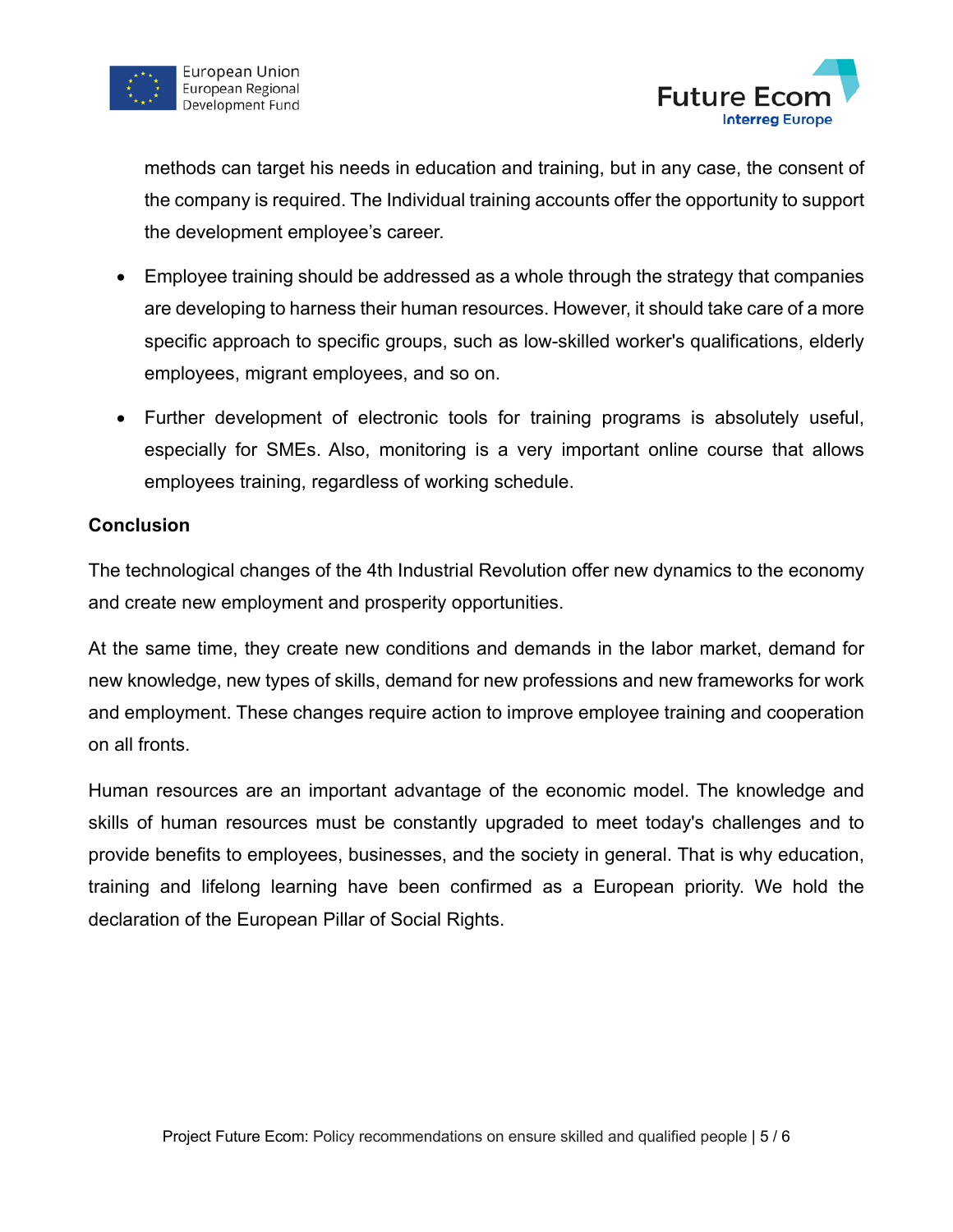methods can target his needs in education and training, but in any case, the consent of the company is required. The Individual training accounts offer the opportunity to support the development employee's career.

- Employee training should be addressed as a whole through the strategy that companies are developing to harness their human resources. However, it should take care of a more specific approach to specific groups, such as low-skilled worker's qualifications, elderly employees, migrant employees, and so on.
- Further development of electronic tools for training programs is absolutely useful, especially for SMEs. Also, monitoring is a very important online course that allows employees training, regardless of working schedule.

**Conclusion**

The technological changes of the 4th Industrial Revolution offer new dynamics to the economy and create new employment and prosperity opportunities.

At the same time, they create new conditions and demands in the labor market, demand for new knowledge, new types of skills, demand for new professions and new frameworks for work and employment. These changes require action to improve employee training and cooperation on all fronts.

Human resources are an important advantage of the economic model. The knowledge and skills of human resources must be constantly upgraded to meet today's challenges and to provide benefits to employees, businesses, and the society in general. That is why education, training and lifelong learning have been confirmed as a European priority. We hold the declaration of the European Pillar of Social Rights.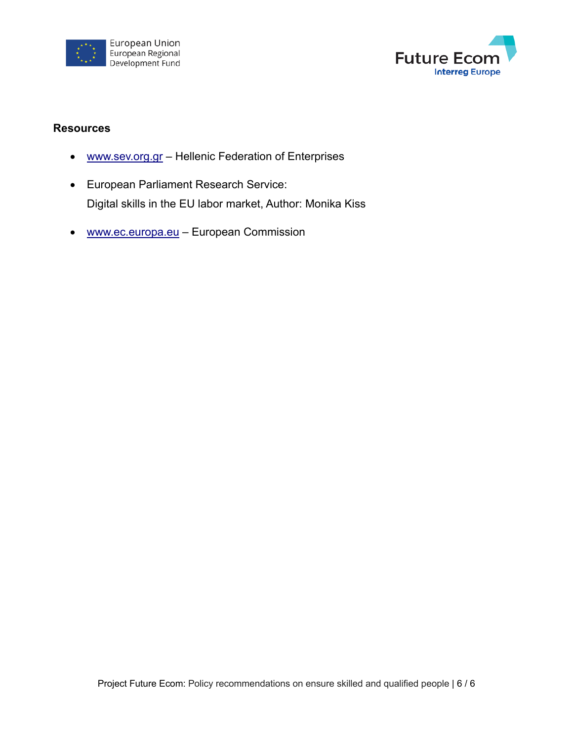**Resources**

- www.sev.org.gr – Hellenic Federation of Enterprises
- European Parliament Research Service:
  Digital skills in the EU labor market, Author: Monika Kiss
- www.ec.europa.eu – European Commission